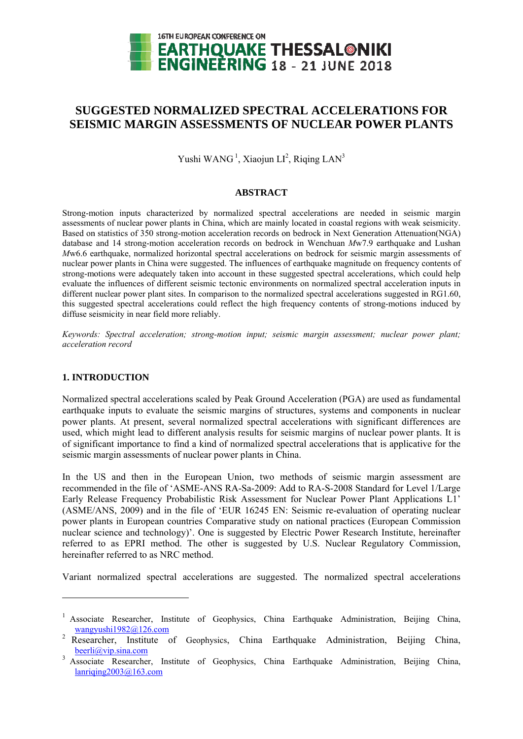# SUGGESTED NORMALIZED SPECTRAL ACCELERATIONS FOR SEISMIC MARGIN ASSESSMENTS OF NUCLEAR POWER PLANTS

Yushi WANG [1], Xiaojun LI[2], Riqing LAN[3]

## ABSTRACT

Strong-motion inputs characterized by normalized spectral accelerations are needed in seismic margin assessments of nuclear power plants in China, which are mainly located in coastal regions with weak seismicity. Based on statistics of 350 strong-motion acceleration records on bedrock in Next Generation Attenuation(NGA) database and 14 strong-motion acceleration records on bedrock in Wenchuan *M*w7.9 earthquake and Lushan *M*w6.6 earthquake, normalized horizontal spectral accelerations on bedrock for seismic margin assessments of nuclear power plants in China were suggested. The influences of earthquake magnitude on frequency contents of strong-motions were adequately taken into account in these suggested spectral accelerations, which could help evaluate the influences of different seismic tectonic environments on normalized spectral acceleration inputs in different nuclear power plant sites. In comparison to the normalized spectral accelerations suggested in RG1.60, this suggested spectral accelerations could reflect the high frequency contents of strong-motions induced by diffuse seismicity in near field more reliably.

*Keywords: Spectral acceleration; strong-motion input; seismic margin assessment; nuclear power plant; acceleration record*

## 1. INTRODUCTION

Normalized spectral accelerations scaled by Peak Ground Acceleration (PGA) are used as fundamental earthquake inputs to evaluate the seismic margins of structures, systems and components in nuclear power plants. At present, several normalized spectral accelerations with significant differences are used, which might lead to different analysis results for seismic margins of nuclear power plants. It is of significant importance to find a kind of normalized spectral accelerations that is applicative for the seismic margin assessments of nuclear power plants in China.

In the US and then in the European Union, two methods of seismic margin assessment are recommended in the file of 'ASME-ANS RA-Sa-2009: Add to RA-S-2008 Standard for Level 1/Large Early Release Frequency Probabilistic Risk Assessment for Nuclear Power Plant Applications L1' (ASME/ANS, 2009) and in the file of 'EUR 16245 EN: Seismic re-evaluation of operating nuclear power plants in European countries Comparative study on national practices (European Commission nuclear science and technology)'. One is suggested by Electric Power Research Institute, hereinafter referred to as EPRI method. The other is suggested by U.S. Nuclear Regulatory Commission, hereinafter referred to as NRC method.

Variant normalized spectral accelerations are suggested. The normalized spectral accelerations

---

[1] Associate Researcher, Institute of Geophysics, China Earthquake Administration, Beijing China, wangyushi1982@126.com

[2] Researcher, Institute of Geophysics, China Earthquake Administration, Beijing China, beerli@vip.sina.com

[3] Associate Researcher, Institute of Geophysics, China Earthquake Administration, Beijing China, lanriqing2003@163.com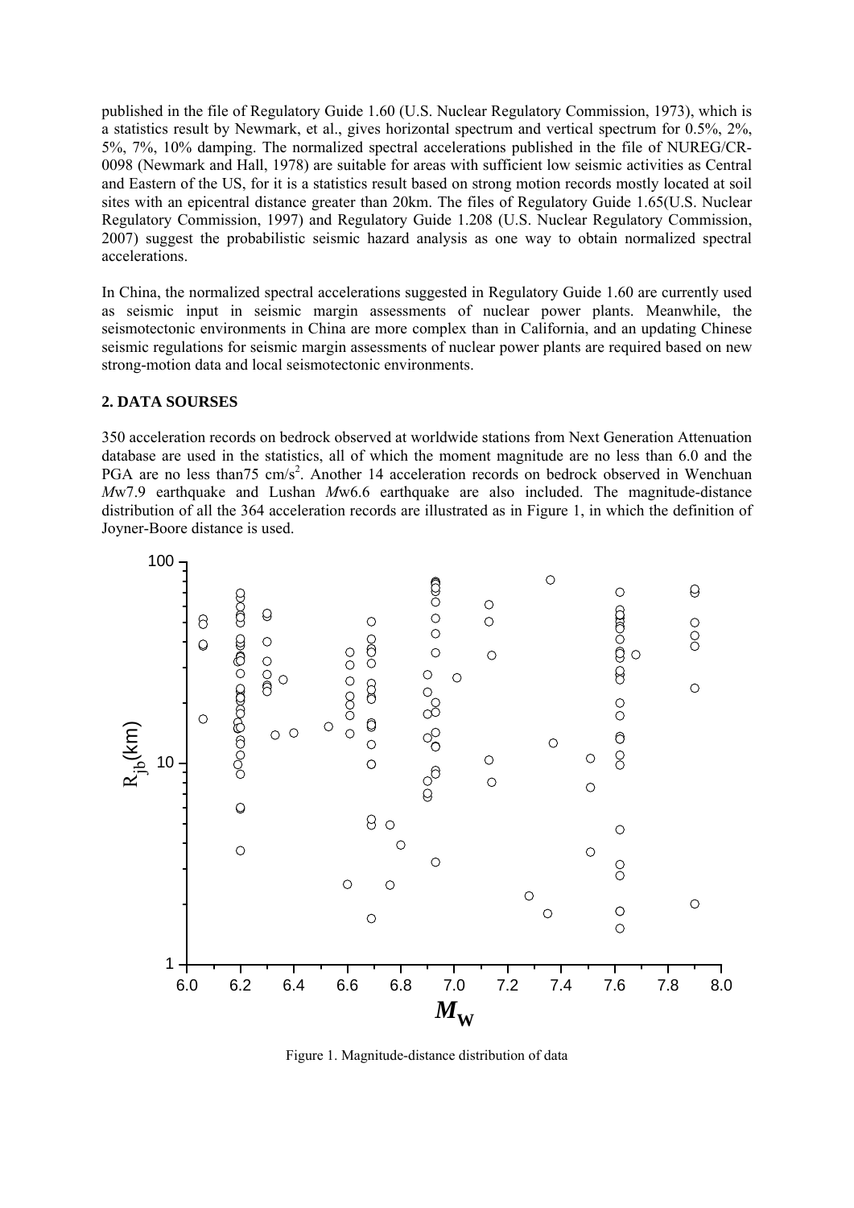published in the file of Regulatory Guide 1.60 (U.S. Nuclear Regulatory Commission, 1973), which is a statistics result by Newmark, et al., gives horizontal spectrum and vertical spectrum for 0.5%, 2%, 5%, 7%, 10% damping. The normalized spectral accelerations published in the file of NUREG/CR-0098 (Newmark and Hall, 1978) are suitable for areas with sufficient low seismic activities as Central and Eastern of the US, for it is a statistics result based on strong motion records mostly located at soil sites with an epicentral distance greater than 20km. The files of Regulatory Guide 1.65(U.S. Nuclear Regulatory Commission, 1997) and Regulatory Guide 1.208 (U.S. Nuclear Regulatory Commission, 2007) suggest the probabilistic seismic hazard analysis as one way to obtain normalized spectral accelerations.

In China, the normalized spectral accelerations suggested in Regulatory Guide 1.60 are currently used as seismic input in seismic margin assessments of nuclear power plants. Meanwhile, the seismotectonic environments in China are more complex than in California, and an updating Chinese seismic regulations for seismic margin assessments of nuclear power plants are required based on new strong-motion data and local seismotectonic environments.

## 2. DATA SOURSES

350 acceleration records on bedrock observed at worldwide stations from Next Generation Attenuation database are used in the statistics, all of which the moment magnitude are no less than 6.0 and the PGA are no less than75 cm/s$^2$. Another 14 acceleration records on bedrock observed in Wenchuan *M*w7.9 earthquake and Lushan *M*w6.6 earthquake are also included. The magnitude-distance distribution of all the 364 acceleration records are illustrated as in Figure 1, in which the definition of Joyner-Boore distance is used.

Figure 1. Magnitude-distance distribution of data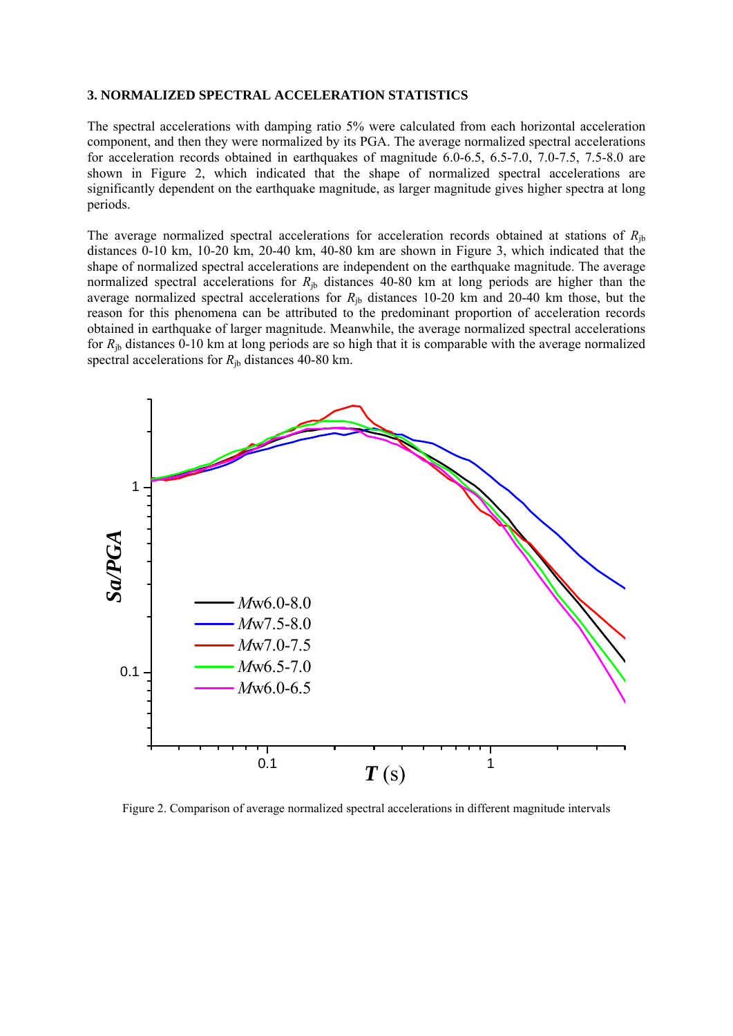### 3. NORMALIZED SPECTRAL ACCELERATION STATISTICS

The spectral accelerations with damping ratio 5% were calculated from each horizontal acceleration component, and then they were normalized by its PGA. The average normalized spectral accelerations for acceleration records obtained in earthquakes of magnitude 6.0-6.5, 6.5-7.0, 7.0-7.5, 7.5-8.0 are shown in Figure 2, which indicated that the shape of normalized spectral accelerations are significantly dependent on the earthquake magnitude, as larger magnitude gives higher spectra at long periods.

The average normalized spectral accelerations for acceleration records obtained at stations of $R_{jb}$ distances 0-10 km, 10-20 km, 20-40 km, 40-80 km are shown in Figure 3, which indicated that the shape of normalized spectral accelerations are independent on the earthquake magnitude. The average normalized spectral accelerations for $R_{jb}$ distances 40-80 km at long periods are higher than the average normalized spectral accelerations for $R_{jb}$ distances 10-20 km and 20-40 km those, but the reason for this phenomena can be attributed to the predominant proportion of acceleration records obtained in earthquake of larger magnitude. Meanwhile, the average normalized spectral accelerations for $R_{jb}$ distances 0-10 km at long periods are so high that it is comparable with the average normalized spectral accelerations for $R_{jb}$ distances 40-80 km.

Figure 2. Comparison of average normalized spectral accelerations in different magnitude intervals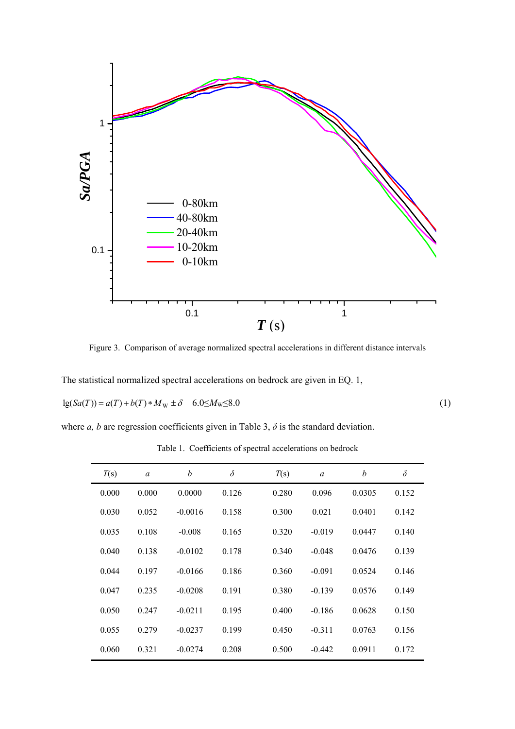Figure 3. Comparison of average normalized spectral accelerations in different distance intervals

The statistical normalized spectral accelerations on bedrock are given in EQ. 1,

$$\lg(Sa(T)) = a(T) + b(T) * M_W \pm \delta \quad 6.0 \leq M_W \leq 8.0 \tag{1}$$

where *a, b* are regression coefficients given in Table 3, $\delta$ is the standard deviation.

Table 1. Coefficients of spectral accelerations on bedrock

| $T$(s) | $a$ | $b$ | $\delta$ | $T$(s) | $a$ | $b$ | $\delta$ |
|---|---|---|---|---|---|---|---|
| 0.000 | 0.000 | 0.0000 | 0.126 | 0.280 | 0.096 | 0.0305 | 0.152 |
| 0.030 | 0.052 | -0.0016 | 0.158 | 0.300 | 0.021 | 0.0401 | 0.142 |
| 0.035 | 0.108 | -0.008 | 0.165 | 0.320 | -0.019 | 0.0447 | 0.140 |
| 0.040 | 0.138 | -0.0102 | 0.178 | 0.340 | -0.048 | 0.0476 | 0.139 |
| 0.044 | 0.197 | -0.0166 | 0.186 | 0.360 | -0.091 | 0.0524 | 0.146 |
| 0.047 | 0.235 | -0.0208 | 0.191 | 0.380 | -0.139 | 0.0576 | 0.149 |
| 0.050 | 0.247 | -0.0211 | 0.195 | 0.400 | -0.186 | 0.0628 | 0.150 |
| 0.055 | 0.279 | -0.0237 | 0.199 | 0.450 | -0.311 | 0.0763 | 0.156 |
| 0.060 | 0.321 | -0.0274 | 0.208 | 0.500 | -0.442 | 0.0911 | 0.172 |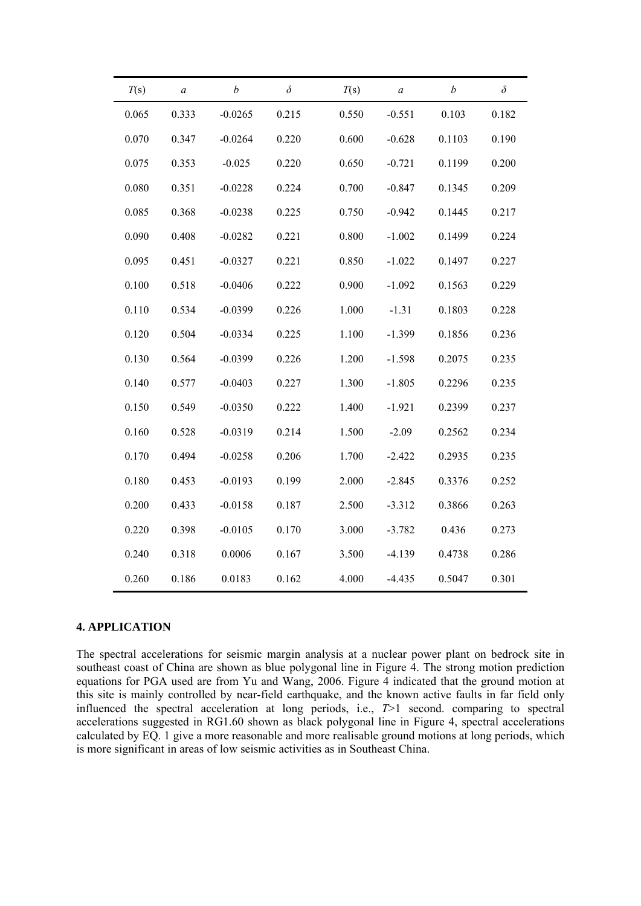| $T$(s) | $a$ | $b$ | $\delta$ | $T$(s) | $a$ | $b$ | $\delta$ |
|---|---|---|---|---|---|---|---|
| 0.065 | 0.333 | -0.0265 | 0.215 | 0.550 | -0.551 | 0.103 | 0.182 |
| 0.070 | 0.347 | -0.0264 | 0.220 | 0.600 | -0.628 | 0.1103 | 0.190 |
| 0.075 | 0.353 | -0.025 | 0.220 | 0.650 | -0.721 | 0.1199 | 0.200 |
| 0.080 | 0.351 | -0.0228 | 0.224 | 0.700 | -0.847 | 0.1345 | 0.209 |
| 0.085 | 0.368 | -0.0238 | 0.225 | 0.750 | -0.942 | 0.1445 | 0.217 |
| 0.090 | 0.408 | -0.0282 | 0.221 | 0.800 | -1.002 | 0.1499 | 0.224 |
| 0.095 | 0.451 | -0.0327 | 0.221 | 0.850 | -1.022 | 0.1497 | 0.227 |
| 0.100 | 0.518 | -0.0406 | 0.222 | 0.900 | -1.092 | 0.1563 | 0.229 |
| 0.110 | 0.534 | -0.0399 | 0.226 | 1.000 | -1.31 | 0.1803 | 0.228 |
| 0.120 | 0.504 | -0.0334 | 0.225 | 1.100 | -1.399 | 0.1856 | 0.236 |
| 0.130 | 0.564 | -0.0399 | 0.226 | 1.200 | -1.598 | 0.2075 | 0.235 |
| 0.140 | 0.577 | -0.0403 | 0.227 | 1.300 | -1.805 | 0.2296 | 0.235 |
| 0.150 | 0.549 | -0.0350 | 0.222 | 1.400 | -1.921 | 0.2399 | 0.237 |
| 0.160 | 0.528 | -0.0319 | 0.214 | 1.500 | -2.09 | 0.2562 | 0.234 |
| 0.170 | 0.494 | -0.0258 | 0.206 | 1.700 | -2.422 | 0.2935 | 0.235 |
| 0.180 | 0.453 | -0.0193 | 0.199 | 2.000 | -2.845 | 0.3376 | 0.252 |
| 0.200 | 0.433 | -0.0158 | 0.187 | 2.500 | -3.312 | 0.3866 | 0.263 |
| 0.220 | 0.398 | -0.0105 | 0.170 | 3.000 | -3.782 | 0.436 | 0.273 |
| 0.240 | 0.318 | 0.0006 | 0.167 | 3.500 | -4.139 | 0.4738 | 0.286 |
| 0.260 | 0.186 | 0.0183 | 0.162 | 4.000 | -4.435 | 0.5047 | 0.301 |

## 4. APPLICATION

The spectral accelerations for seismic margin analysis at a nuclear power plant on bedrock site in southeast coast of China are shown as blue polygonal line in Figure 4. The strong motion prediction equations for PGA used are from Yu and Wang, 2006. Figure 4 indicated that the ground motion at this site is mainly controlled by near-field earthquake, and the known active faults in far field only influenced the spectral acceleration at long periods, i.e., $T$>1 second. comparing to spectral accelerations suggested in RG1.60 shown as black polygonal line in Figure 4, spectral accelerations calculated by EQ. 1 give a more reasonable and more realisable ground motions at long periods, which is more significant in areas of low seismic activities as in Southeast China.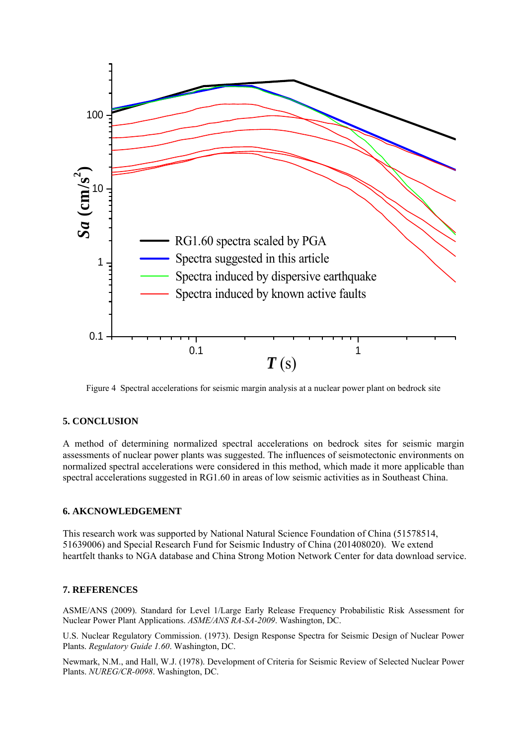Figure 4 Spectral accelerations for seismic margin analysis at a nuclear power plant on bedrock site

## 5. CONCLUSION

A method of determining normalized spectral accelerations on bedrock sites for seismic margin assessments of nuclear power plants was suggested. The influences of seismotectonic environments on normalized spectral accelerations were considered in this method, which made it more applicable than spectral accelerations suggested in RG1.60 in areas of low seismic activities as in Southeast China.

## 6. AKCNOWLEDGEMENT

This research work was supported by National Natural Science Foundation of China (51578514, 51639006) and Special Research Fund for Seismic Industry of China (201408020). We extend heartfelt thanks to NGA database and China Strong Motion Network Center for data download service.

## 7. REFERENCES

ASME/ANS (2009). Standard for Level 1/Large Early Release Frequency Probabilistic Risk Assessment for Nuclear Power Plant Applications. *ASME/ANS RA-SA-2009*. Washington, DC.

U.S. Nuclear Regulatory Commission. (1973). Design Response Spectra for Seismic Design of Nuclear Power Plants. *Regulatory Guide 1.60*. Washington, DC.

Newmark, N.M., and Hall, W.J. (1978). Development of Criteria for Seismic Review of Selected Nuclear Power Plants. *NUREG/CR-0098*. Washington, DC.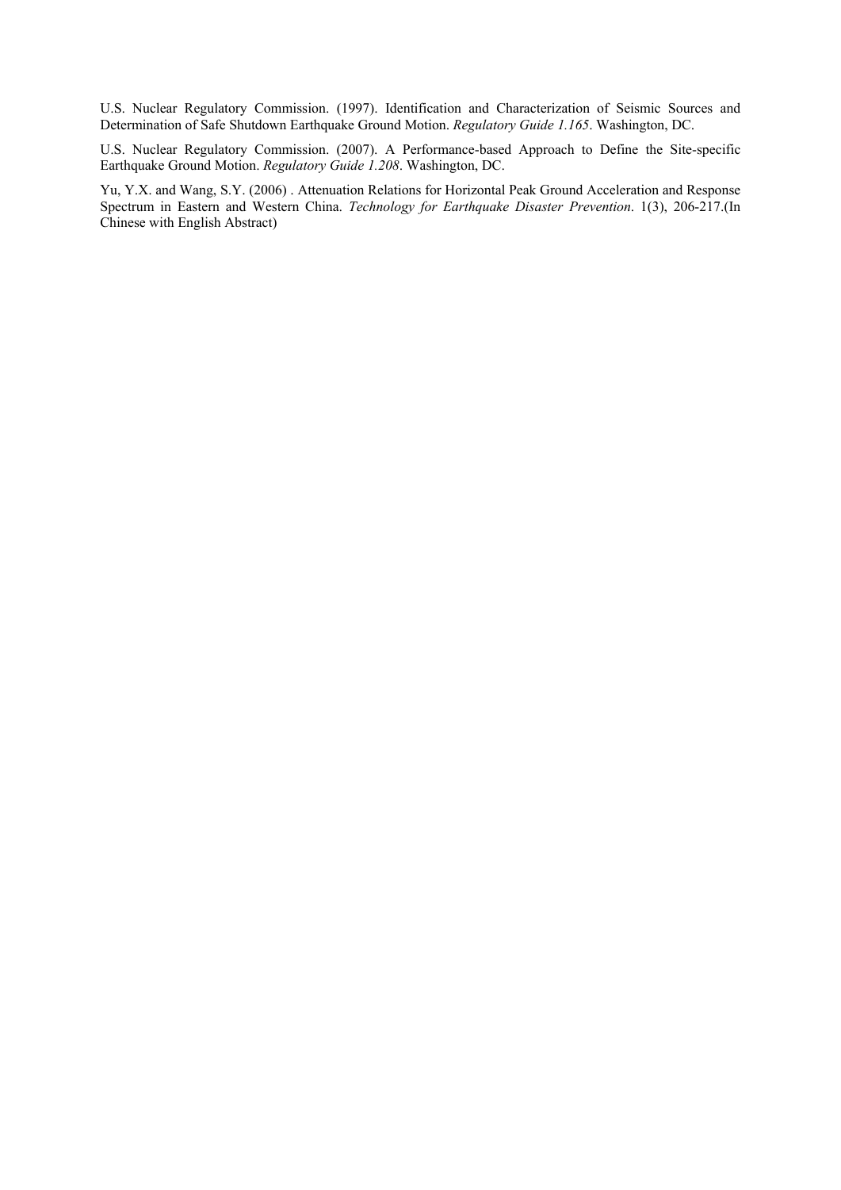U.S. Nuclear Regulatory Commission. (1997). Identification and Characterization of Seismic Sources and Determination of Safe Shutdown Earthquake Ground Motion. *Regulatory Guide 1.165*. Washington, DC.

U.S. Nuclear Regulatory Commission. (2007). A Performance-based Approach to Define the Site-specific Earthquake Ground Motion. *Regulatory Guide 1.208*. Washington, DC.

Yu, Y.X. and Wang, S.Y. (2006) . Attenuation Relations for Horizontal Peak Ground Acceleration and Response Spectrum in Eastern and Western China. *Technology for Earthquake Disaster Prevention*. 1(3), 206-217.(In Chinese with English Abstract)